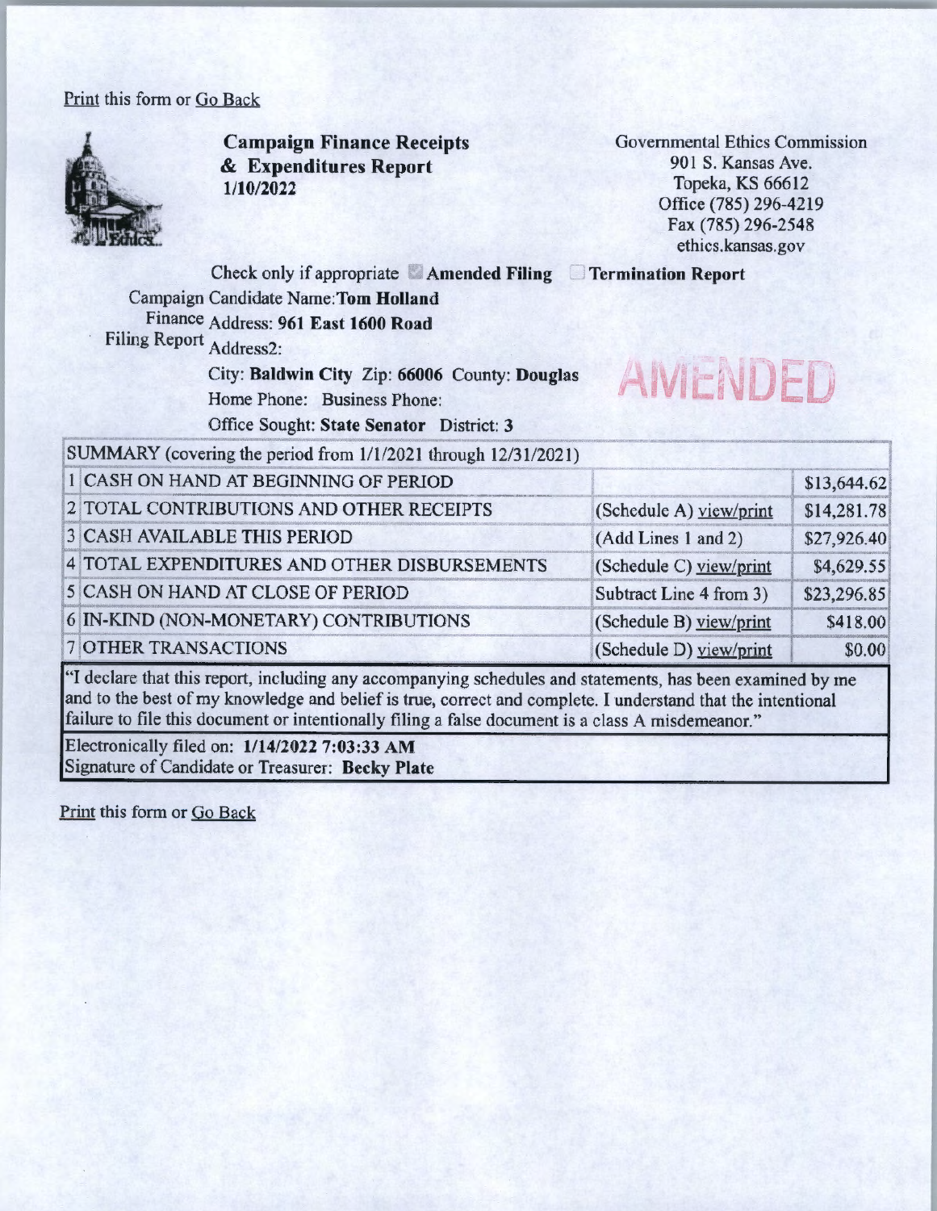Print this form or Go Back

**Campaign Finance Receipts & Expenditures Report**
**1/10/2022**

Governmental Ethics Commission
901 S. Kansas Ave.
Topeka, KS 66612
Office (785) 296-4219
Fax (785) 296-2548
ethics.kansas.gov

Check only if appropriate ☑ **Amended Filing** ☐ **Termination Report**

Campaign Finance Filing Report

Candidate Name: **Tom Holland**
Address: **961 East 1600 Road**
Address2:
City: **Baldwin City** Zip: **66006** County: **Douglas**
Home Phone: Business Phone:
Office Sought: **State Senator** District: **3**

AMENDED

| SUMMARY (covering the period from 1/1/2021 through 12/31/2021) | | |
|---|---|---|
| 1 CASH ON HAND AT BEGINNING OF PERIOD | | $13,644.62 |
| 2 TOTAL CONTRIBUTIONS AND OTHER RECEIPTS | (Schedule A) view/print | $14,281.78 |
| 3 CASH AVAILABLE THIS PERIOD | (Add Lines 1 and 2) | $27,926.40 |
| 4 TOTAL EXPENDITURES AND OTHER DISBURSEMENTS | (Schedule C) view/print | $4,629.55 |
| 5 CASH ON HAND AT CLOSE OF PERIOD | Subtract Line 4 from 3) | $23,296.85 |
| 6 IN-KIND (NON-MONETARY) CONTRIBUTIONS | (Schedule B) view/print | $418.00 |
| 7 OTHER TRANSACTIONS | (Schedule D) view/print | $0.00 |

"I declare that this report, including any accompanying schedules and statements, has been examined by me and to the best of my knowledge and belief is true, correct and complete. I understand that the intentional failure to file this document or intentionally filing a false document is a class A misdemeanor."

Electronically filed on: **1/14/2022 7:03:33 AM**
Signature of Candidate or Treasurer: **Becky Plate**

Print this form or Go Back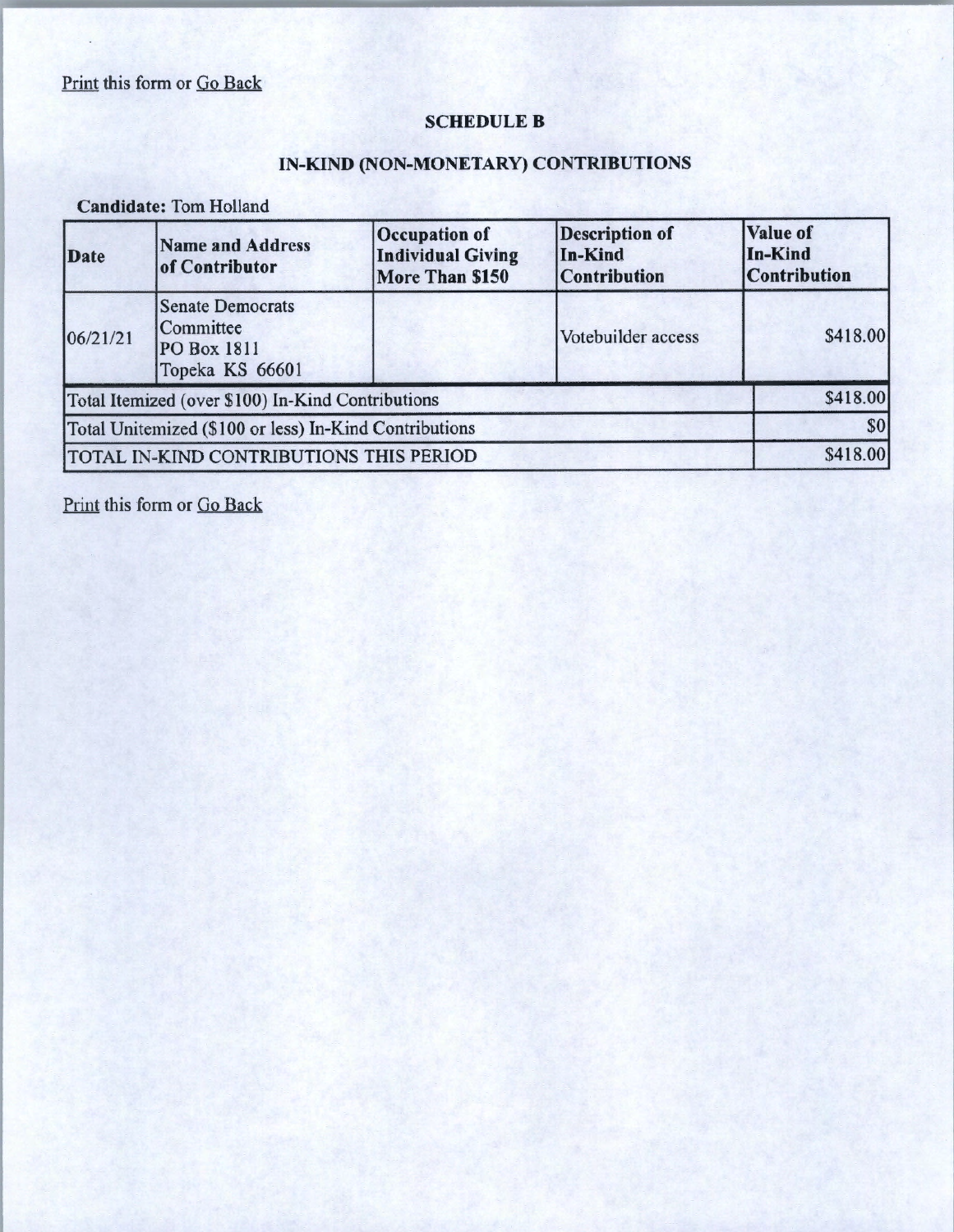Print this form or Go Back

## SCHEDULE B

## IN-KIND (NON-MONETARY) CONTRIBUTIONS

**Candidate:** Tom Holland

| Date | Name and Address of Contributor | Occupation of Individual Giving More Than $150 | Description of In-Kind Contribution | Value of In-Kind Contribution |
|---|---|---|---|---|
| 06/21/21 | Senate Democrats Committee PO Box 1811 Topeka KS 66601 | | Votebuilder access | $418.00 |
| Total Itemized (over $100) In-Kind Contributions | | | | $418.00 |
| Total Unitemized ($100 or less) In-Kind Contributions | | | | $0 |
| TOTAL IN-KIND CONTRIBUTIONS THIS PERIOD | | | | $418.00 |

Print this form or Go Back